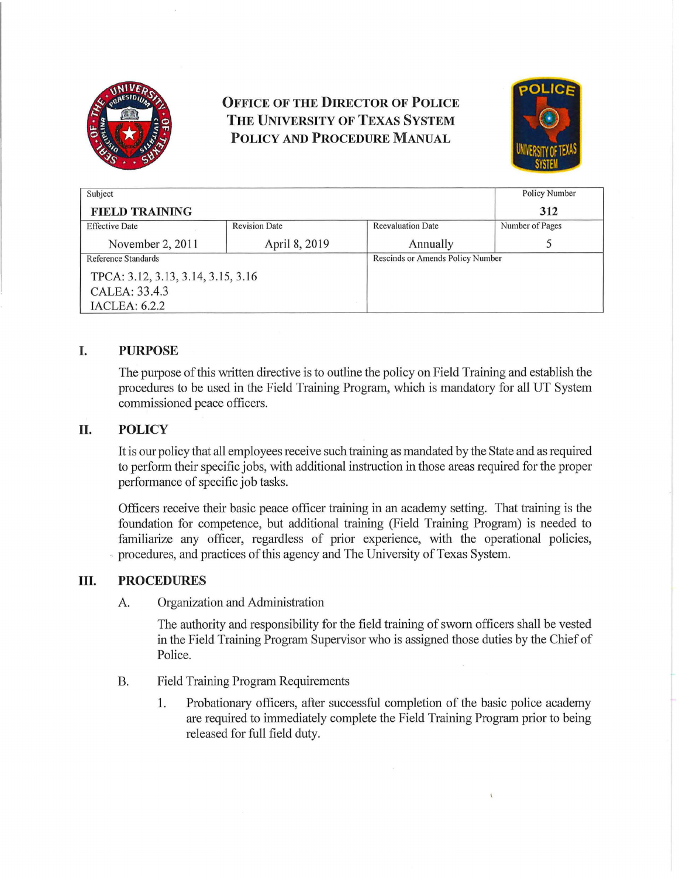# OFFICE OF THE DIRECTOR OF POLICE
# THE UNIVERSITY OF TEXAS SYSTEM
# POLICY AND PROCEDURE MANUAL

| Subject | | | Policy Number |
|---|---|---|---|
| **FIELD TRAINING** | | | **312** |
| Effective Date | Revision Date | Reevaluation Date | Number of Pages |
| November 2, 2011 | April 8, 2019 | Annually | 5 |
| Reference Standards | | Rescinds or Amends Policy Number | |
| TPCA: 3.12, 3.13, 3.14, 3.15, 3.16<br>CALEA: 33.4.3<br>IACLEA: 6.2.2 | | | |

## I. PURPOSE

The purpose of this written directive is to outline the policy on Field Training and establish the procedures to be used in the Field Training Program, which is mandatory for all UT System commissioned peace officers.

## II. POLICY

It is our policy that all employees receive such training as mandated by the State and as required to perform their specific jobs, with additional instruction in those areas required for the proper performance of specific job tasks.

Officers receive their basic peace officer training in an academy setting. That training is the foundation for competence, but additional training (Field Training Program) is needed to familiarize any officer, regardless of prior experience, with the operational policies, procedures, and practices of this agency and The University of Texas System.

## III. PROCEDURES

A. Organization and Administration

The authority and responsibility for the field training of sworn officers shall be vested in the Field Training Program Supervisor who is assigned those duties by the Chief of Police.

B. Field Training Program Requirements

1. Probationary officers, after successful completion of the basic police academy are required to immediately complete the Field Training Program prior to being released for full field duty.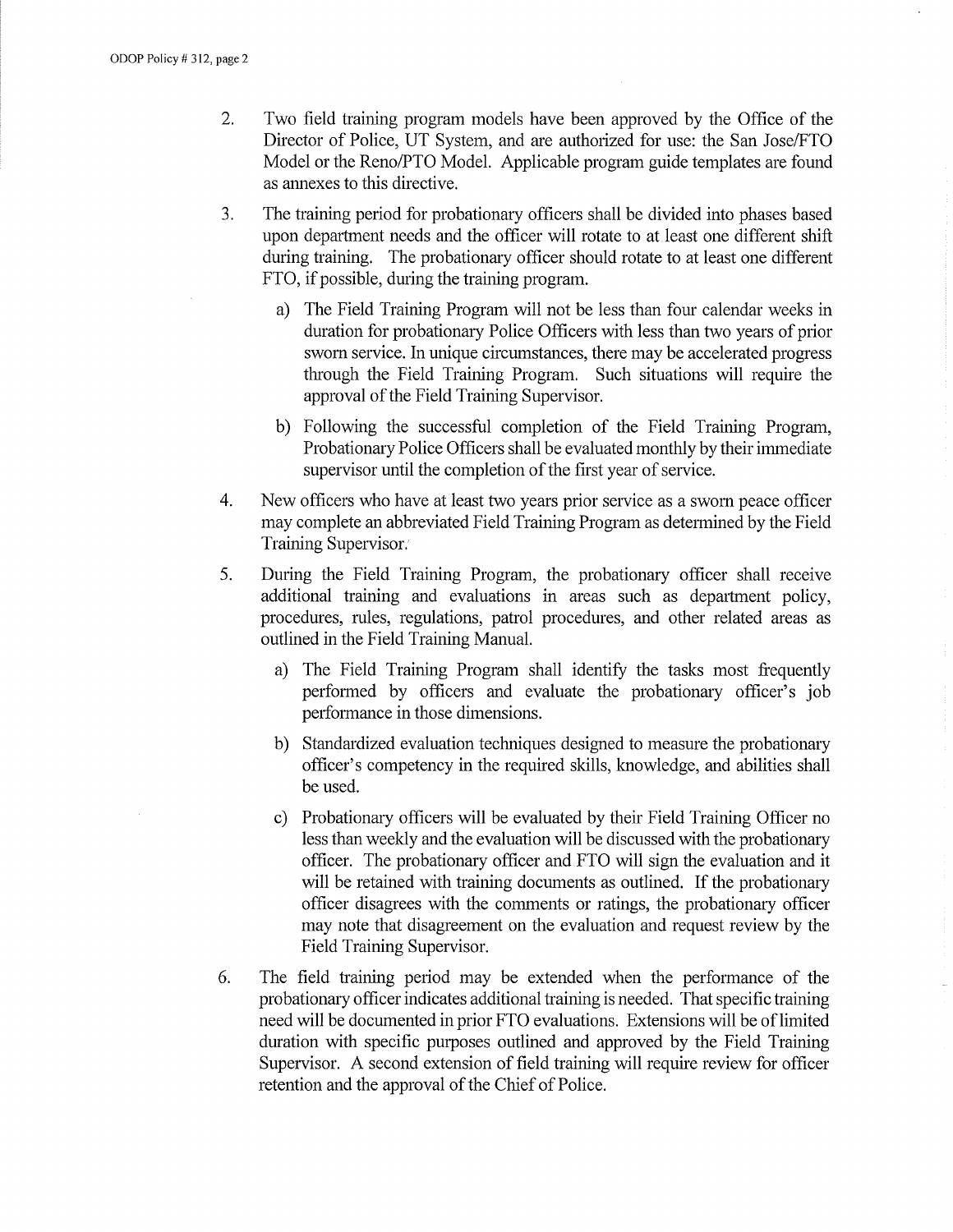2. Two field training program models have been approved by the Office of the Director of Police, UT System, and are authorized for use: the San Jose/FTO Model or the Reno/PTO Model. Applicable program guide templates are found as annexes to this directive.

3. The training period for probationary officers shall be divided into phases based upon department needs and the officer will rotate to at least one different shift during training. The probationary officer should rotate to at least one different FTO, if possible, during the training program.

   a) The Field Training Program will not be less than four calendar weeks in duration for probationary Police Officers with less than two years of prior sworn service. In unique circumstances, there may be accelerated progress through the Field Training Program. Such situations will require the approval of the Field Training Supervisor.

   b) Following the successful completion of the Field Training Program, Probationary Police Officers shall be evaluated monthly by their immediate supervisor until the completion of the first year of service.

4. New officers who have at least two years prior service as a sworn peace officer may complete an abbreviated Field Training Program as determined by the Field Training Supervisor.

5. During the Field Training Program, the probationary officer shall receive additional training and evaluations in areas such as department policy, procedures, rules, regulations, patrol procedures, and other related areas as outlined in the Field Training Manual.

   a) The Field Training Program shall identify the tasks most frequently performed by officers and evaluate the probationary officer's job performance in those dimensions.

   b) Standardized evaluation techniques designed to measure the probationary officer's competency in the required skills, knowledge, and abilities shall be used.

   c) Probationary officers will be evaluated by their Field Training Officer no less than weekly and the evaluation will be discussed with the probationary officer. The probationary officer and FTO will sign the evaluation and it will be retained with training documents as outlined. If the probationary officer disagrees with the comments or ratings, the probationary officer may note that disagreement on the evaluation and request review by the Field Training Supervisor.

6. The field training period may be extended when the performance of the probationary officer indicates additional training is needed. That specific training need will be documented in prior FTO evaluations. Extensions will be of limited duration with specific purposes outlined and approved by the Field Training Supervisor. A second extension of field training will require review for officer retention and the approval of the Chief of Police.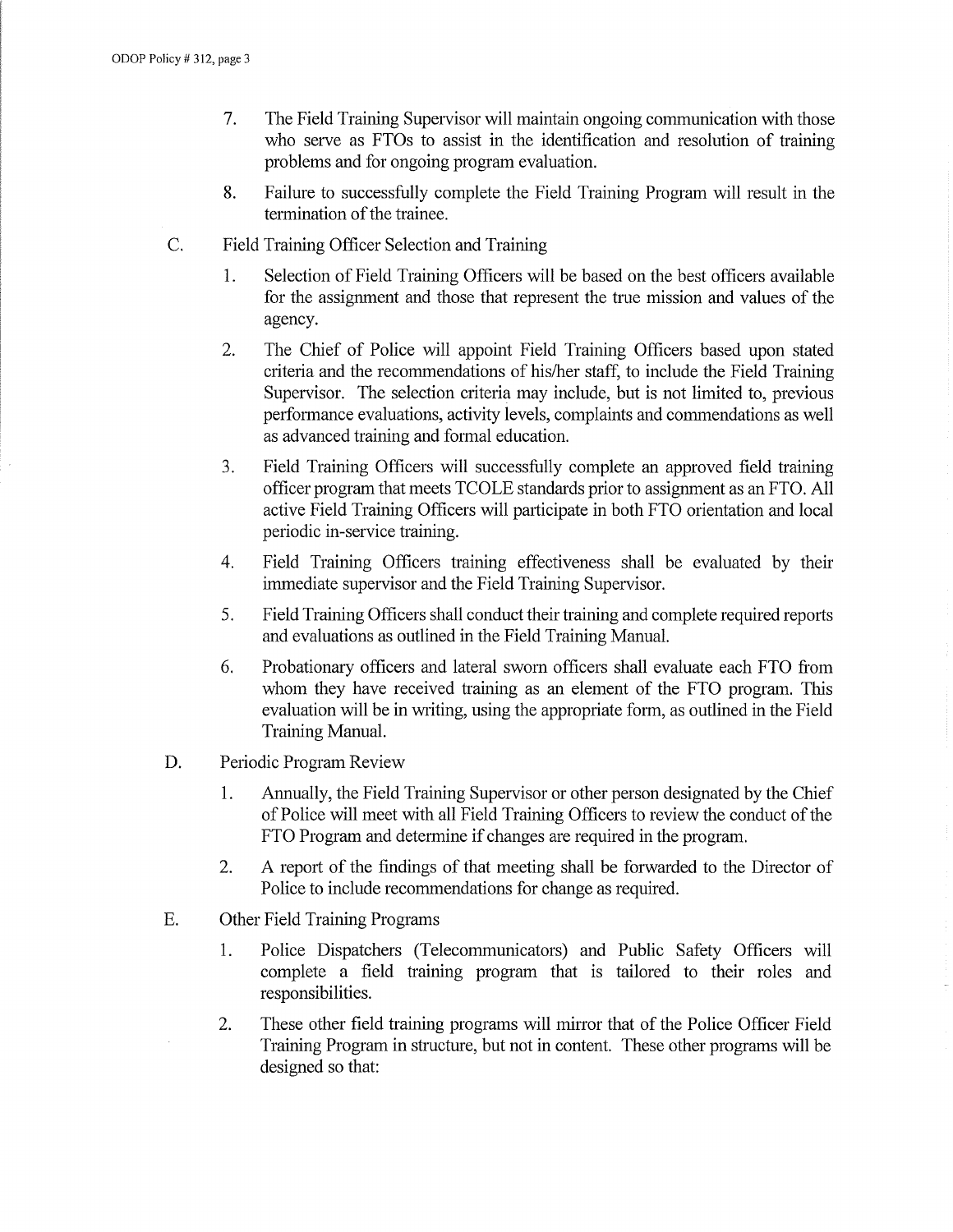7. The Field Training Supervisor will maintain ongoing communication with those who serve as FTOs to assist in the identification and resolution of training problems and for ongoing program evaluation.

8. Failure to successfully complete the Field Training Program will result in the termination of the trainee.

C. Field Training Officer Selection and Training

1. Selection of Field Training Officers will be based on the best officers available for the assignment and those that represent the true mission and values of the agency.

2. The Chief of Police will appoint Field Training Officers based upon stated criteria and the recommendations of his/her staff, to include the Field Training Supervisor. The selection criteria may include, but is not limited to, previous performance evaluations, activity levels, complaints and commendations as well as advanced training and formal education.

3. Field Training Officers will successfully complete an approved field training officer program that meets TCOLE standards prior to assignment as an FTO. All active Field Training Officers will participate in both FTO orientation and local periodic in-service training.

4. Field Training Officers training effectiveness shall be evaluated by their immediate supervisor and the Field Training Supervisor.

5. Field Training Officers shall conduct their training and complete required reports and evaluations as outlined in the Field Training Manual.

6. Probationary officers and lateral sworn officers shall evaluate each FTO from whom they have received training as an element of the FTO program. This evaluation will be in writing, using the appropriate form, as outlined in the Field Training Manual.

D. Periodic Program Review

1. Annually, the Field Training Supervisor or other person designated by the Chief of Police will meet with all Field Training Officers to review the conduct of the FTO Program and determine if changes are required in the program.

2. A report of the findings of that meeting shall be forwarded to the Director of Police to include recommendations for change as required.

E. Other Field Training Programs

1. Police Dispatchers (Telecommunicators) and Public Safety Officers will complete a field training program that is tailored to their roles and responsibilities.

2. These other field training programs will mirror that of the Police Officer Field Training Program in structure, but not in content. These other programs will be designed so that: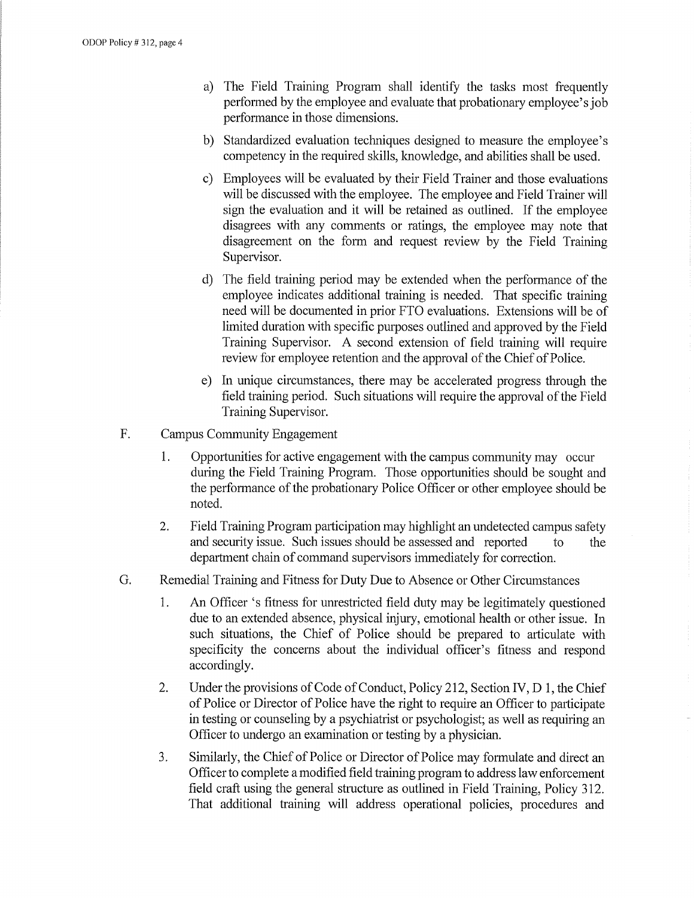a) The Field Training Program shall identify the tasks most frequently performed by the employee and evaluate that probationary employee's job performance in those dimensions.

b) Standardized evaluation techniques designed to measure the employee's competency in the required skills, knowledge, and abilities shall be used.

c) Employees will be evaluated by their Field Trainer and those evaluations will be discussed with the employee. The employee and Field Trainer will sign the evaluation and it will be retained as outlined. If the employee disagrees with any comments or ratings, the employee may note that disagreement on the form and request review by the Field Training Supervisor.

d) The field training period may be extended when the performance of the employee indicates additional training is needed. That specific training need will be documented in prior FTO evaluations. Extensions will be of limited duration with specific purposes outlined and approved by the Field Training Supervisor. A second extension of field training will require review for employee retention and the approval of the Chief of Police.

e) In unique circumstances, there may be accelerated progress through the field training period. Such situations will require the approval of the Field Training Supervisor.

F. Campus Community Engagement

1. Opportunities for active engagement with the campus community may occur during the Field Training Program. Those opportunities should be sought and the performance of the probationary Police Officer or other employee should be noted.

2. Field Training Program participation may highlight an undetected campus safety and security issue. Such issues should be assessed and reported to the department chain of command supervisors immediately for correction.

G. Remedial Training and Fitness for Duty Due to Absence or Other Circumstances

1. An Officer 's fitness for unrestricted field duty may be legitimately questioned due to an extended absence, physical injury, emotional health or other issue. In such situations, the Chief of Police should be prepared to articulate with specificity the concerns about the individual officer's fitness and respond accordingly.

2. Under the provisions of Code of Conduct, Policy 212, Section IV, D 1, the Chief of Police or Director of Police have the right to require an Officer to participate in testing or counseling by a psychiatrist or psychologist; as well as requiring an Officer to undergo an examination or testing by a physician.

3. Similarly, the Chief of Police or Director of Police may formulate and direct an Officer to complete a modified field training program to address law enforcement field craft using the general structure as outlined in Field Training, Policy 312. That additional training will address operational policies, procedures and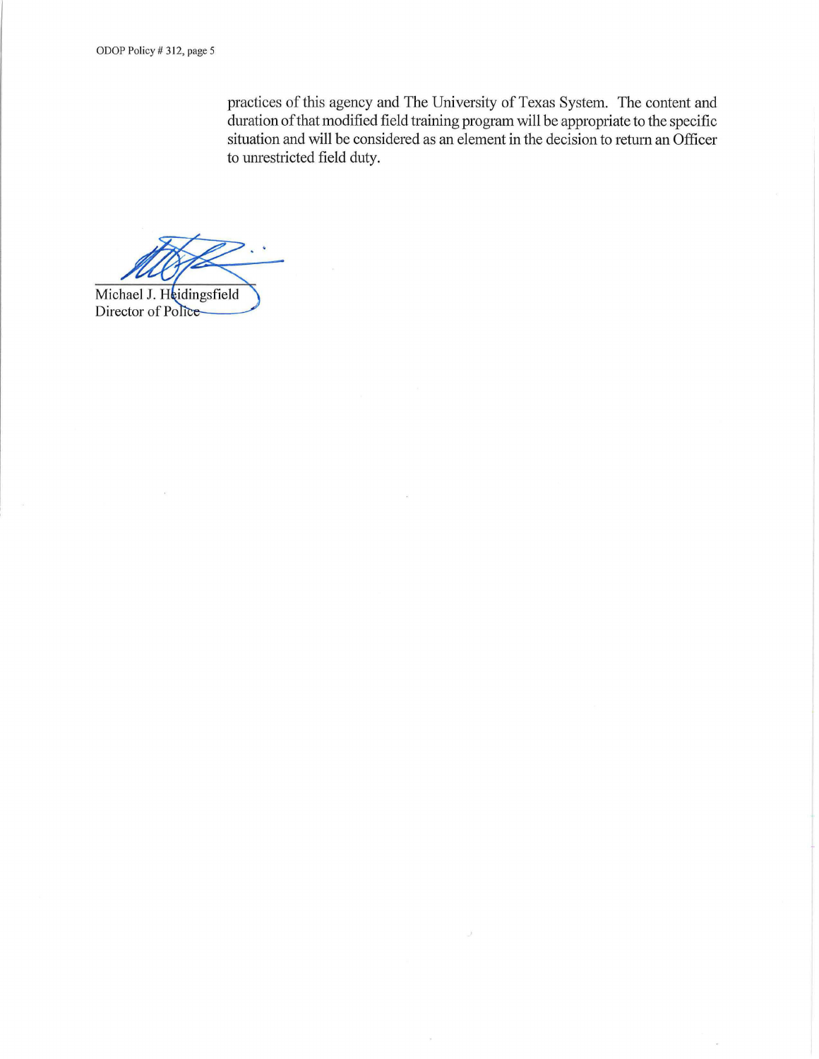practices of this agency and The University of Texas System. The content and duration of that modified field training program will be appropriate to the specific situation and will be considered as an element in the decision to return an Officer to unrestricted field duty.

Michael J. Heidingsfield
Director of Police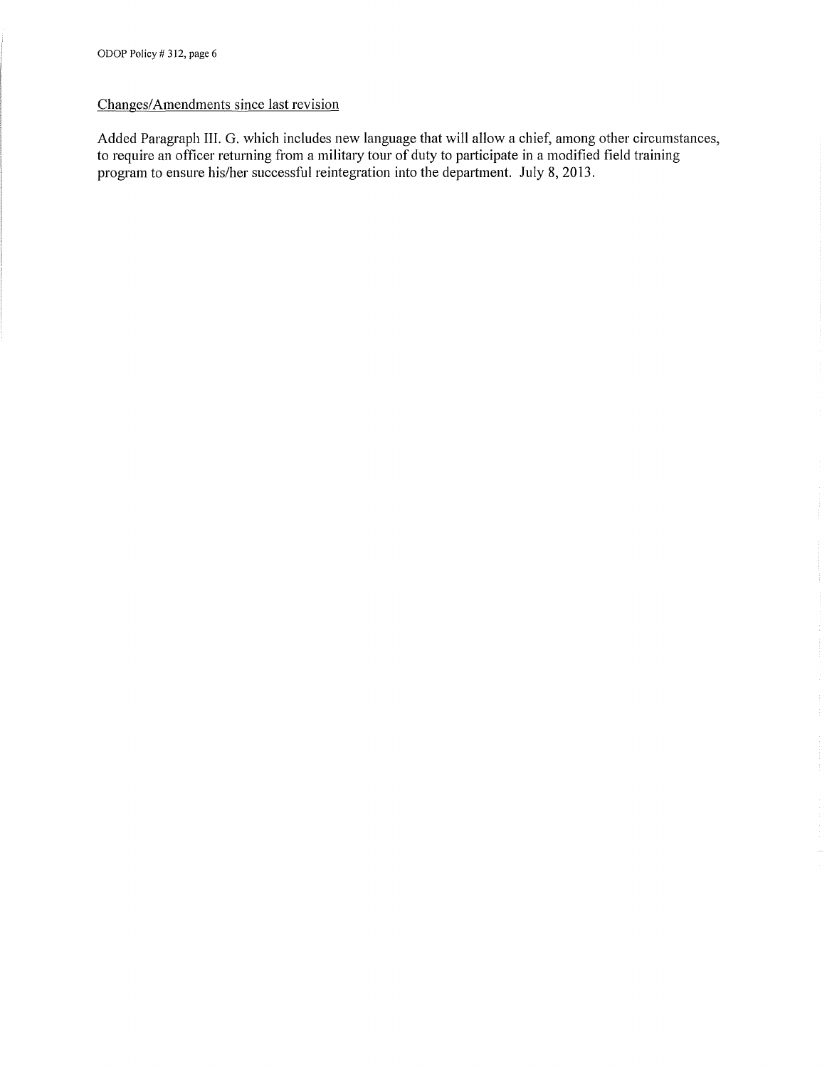Changes/Amendments since last revision

Added Paragraph III. G. which includes new language that will allow a chief, among other circumstances, to require an officer returning from a military tour of duty to participate in a modified field training program to ensure his/her successful reintegration into the department. July 8, 2013.